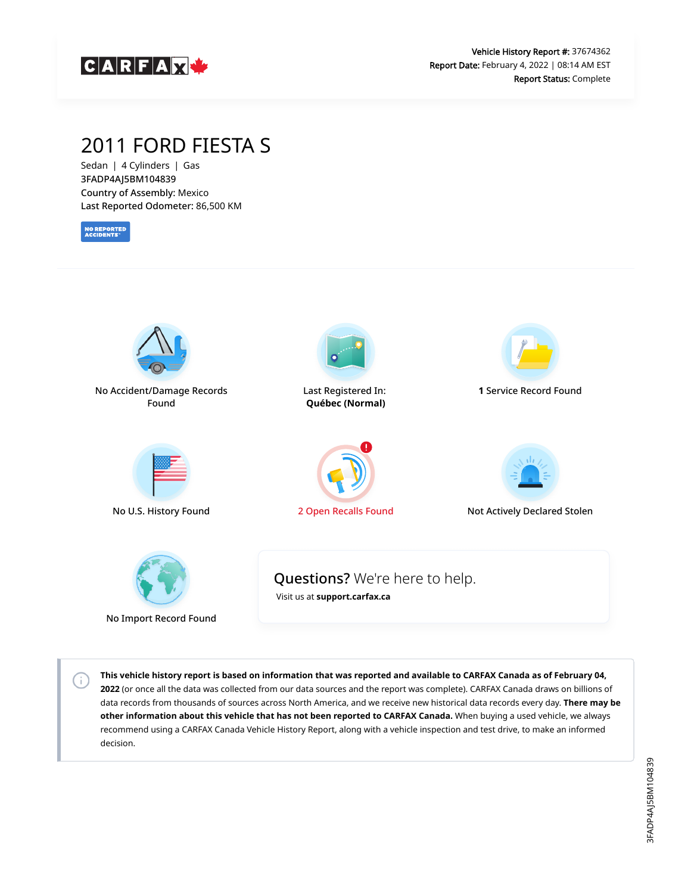CARFAX

**Vehicle History Report #:** 37674362
**Report Date:** February 4, 2022 | 08:14 AM EST
**Report Status:** Complete

# 2011 FORD FIESTA S

Sedan | 4 Cylinders | Gas
3FADP4AJ5BM104839
**Country of Assembly:** Mexico
**Last Reported Odometer:** 86,500 KM

NO REPORTED ACCIDENTS

No Accident/Damage Records Found

Last Registered In: **Québec (Normal)**

**1** Service Record Found

No U.S. History Found

2 Open Recalls Found

Not Actively Declared Stolen

No Import Record Found

## Questions? We're here to help.

Visit us at **support.carfax.ca**

**This vehicle history report is based on information that was reported and available to CARFAX Canada as of February 04, 2022** (or once all the data was collected from our data sources and the report was complete). CARFAX Canada draws on billions of data records from thousands of sources across North America, and we receive new historical data records every day. **There may be other information about this vehicle that has not been reported to CARFAX Canada.** When buying a used vehicle, we always recommend using a CARFAX Canada Vehicle History Report, along with a vehicle inspection and test drive, to make an informed decision.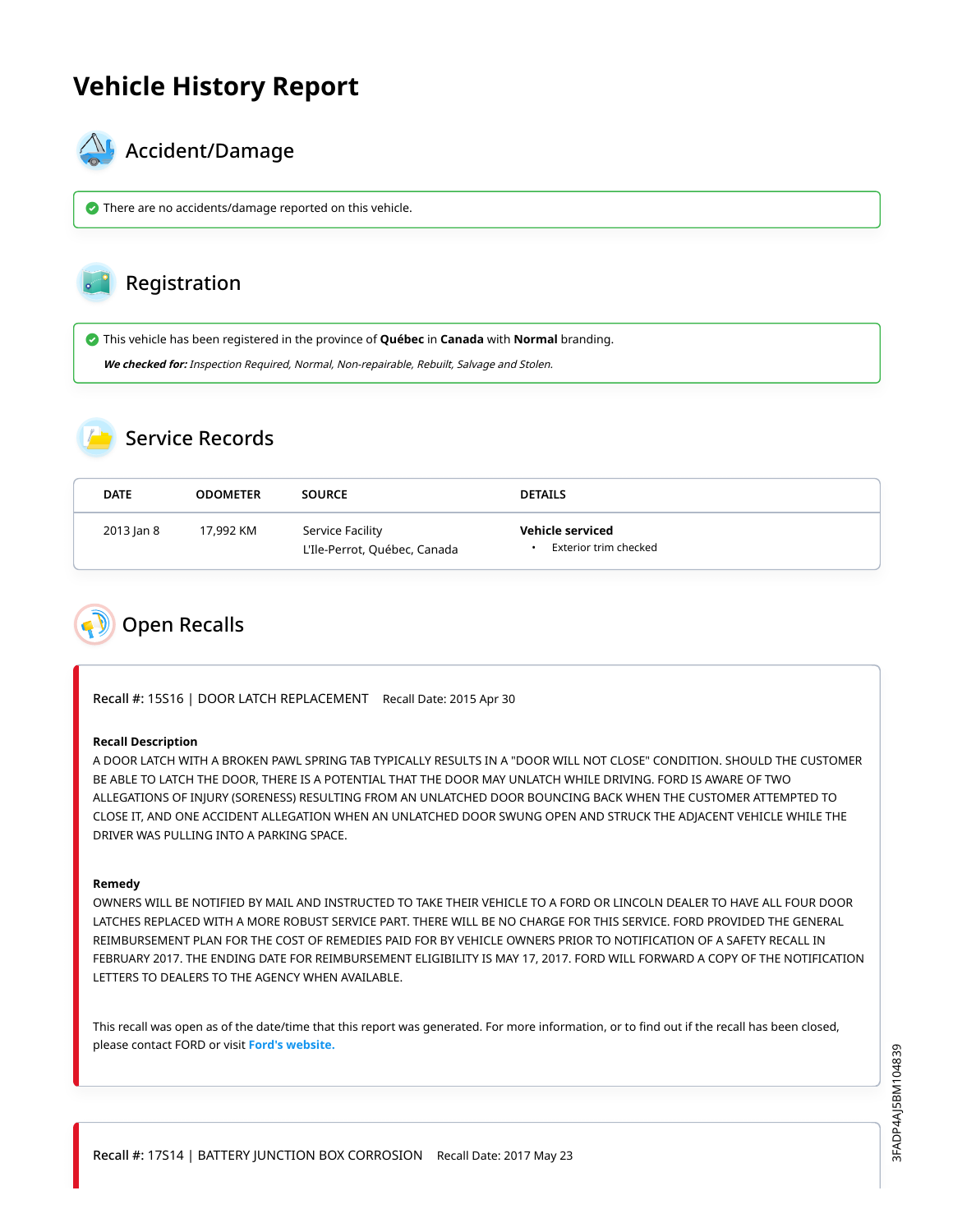# Vehicle History Report

## Accident/Damage

There are no accidents/damage reported on this vehicle.

## Registration

This vehicle has been registered in the province of **Québec** in **Canada** with **Normal** branding.

***We checked for:*** *Inspection Required, Normal, Non-repairable, Rebuilt, Salvage and Stolen.*

## Service Records

| DATE | ODOMETER | SOURCE | DETAILS |
|---|---|---|---|
| 2013 Jan 8 | 17,992 KM | Service Facility<br>L'Ile-Perrot, Québec, Canada | **Vehicle serviced**<br>• Exterior trim checked |

## Open Recalls

Recall #: 15S16 | DOOR LATCH REPLACEMENT   Recall Date: 2015 Apr 30

**Recall Description**

A DOOR LATCH WITH A BROKEN PAWL SPRING TAB TYPICALLY RESULTS IN A "DOOR WILL NOT CLOSE" CONDITION. SHOULD THE CUSTOMER BE ABLE TO LATCH THE DOOR, THERE IS A POTENTIAL THAT THE DOOR MAY UNLATCH WHILE DRIVING. FORD IS AWARE OF TWO ALLEGATIONS OF INJURY (SORENESS) RESULTING FROM AN UNLATCHED DOOR BOUNCING BACK WHEN THE CUSTOMER ATTEMPTED TO CLOSE IT, AND ONE ACCIDENT ALLEGATION WHEN AN UNLATCHED DOOR SWUNG OPEN AND STRUCK THE ADJACENT VEHICLE WHILE THE DRIVER WAS PULLING INTO A PARKING SPACE.

**Remedy**

OWNERS WILL BE NOTIFIED BY MAIL AND INSTRUCTED TO TAKE THEIR VEHICLE TO A FORD OR LINCOLN DEALER TO HAVE ALL FOUR DOOR LATCHES REPLACED WITH A MORE ROBUST SERVICE PART. THERE WILL BE NO CHARGE FOR THIS SERVICE. FORD PROVIDED THE GENERAL REIMBURSEMENT PLAN FOR THE COST OF REMEDIES PAID FOR BY VEHICLE OWNERS PRIOR TO NOTIFICATION OF A SAFETY RECALL IN FEBRUARY 2017. THE ENDING DATE FOR REIMBURSEMENT ELIGIBILITY IS MAY 17, 2017. FORD WILL FORWARD A COPY OF THE NOTIFICATION LETTERS TO DEALERS TO THE AGENCY WHEN AVAILABLE.

This recall was open as of the date/time that this report was generated. For more information, or to find out if the recall has been closed, please contact FORD or visit **Ford's website.**

Recall #: 17S14 | BATTERY JUNCTION BOX CORROSION   Recall Date: 2017 May 23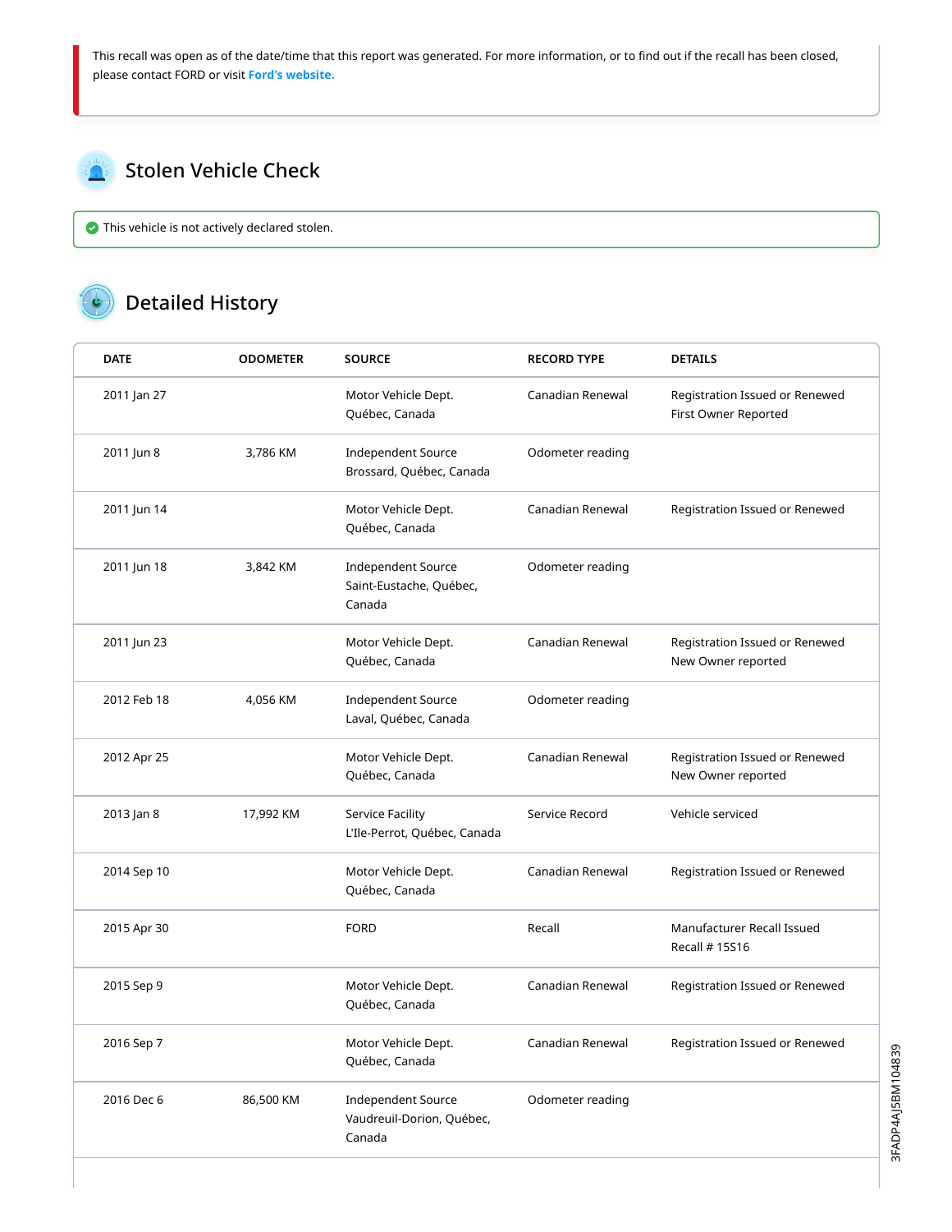This recall was open as of the date/time that this report was generated. For more information, or to find out if the recall has been closed, please contact FORD or visit Ford's website.

## Stolen Vehicle Check

This vehicle is not actively declared stolen.

## Detailed History

| DATE | ODOMETER | SOURCE | RECORD TYPE | DETAILS |
|---|---|---|---|---|
| 2011 Jan 27 | | Motor Vehicle Dept.<br>Québec, Canada | Canadian Renewal | Registration Issued or Renewed<br>First Owner Reported |
| 2011 Jun 8 | 3,786 KM | Independent Source<br>Brossard, Québec, Canada | Odometer reading | |
| 2011 Jun 14 | | Motor Vehicle Dept.<br>Québec, Canada | Canadian Renewal | Registration Issued or Renewed |
| 2011 Jun 18 | 3,842 KM | Independent Source<br>Saint-Eustache, Québec, Canada | Odometer reading | |
| 2011 Jun 23 | | Motor Vehicle Dept.<br>Québec, Canada | Canadian Renewal | Registration Issued or Renewed<br>New Owner reported |
| 2012 Feb 18 | 4,056 KM | Independent Source<br>Laval, Québec, Canada | Odometer reading | |
| 2012 Apr 25 | | Motor Vehicle Dept.<br>Québec, Canada | Canadian Renewal | Registration Issued or Renewed<br>New Owner reported |
| 2013 Jan 8 | 17,992 KM | Service Facility<br>L'Ile-Perrot, Québec, Canada | Service Record | Vehicle serviced |
| 2014 Sep 10 | | Motor Vehicle Dept.<br>Québec, Canada | Canadian Renewal | Registration Issued or Renewed |
| 2015 Apr 30 | | FORD | Recall | Manufacturer Recall Issued<br>Recall # 15S16 |
| 2015 Sep 9 | | Motor Vehicle Dept.<br>Québec, Canada | Canadian Renewal | Registration Issued or Renewed |
| 2016 Sep 7 | | Motor Vehicle Dept.<br>Québec, Canada | Canadian Renewal | Registration Issued or Renewed |
| 2016 Dec 6 | 86,500 KM | Independent Source<br>Vaudreuil-Dorion, Québec, Canada | Odometer reading | |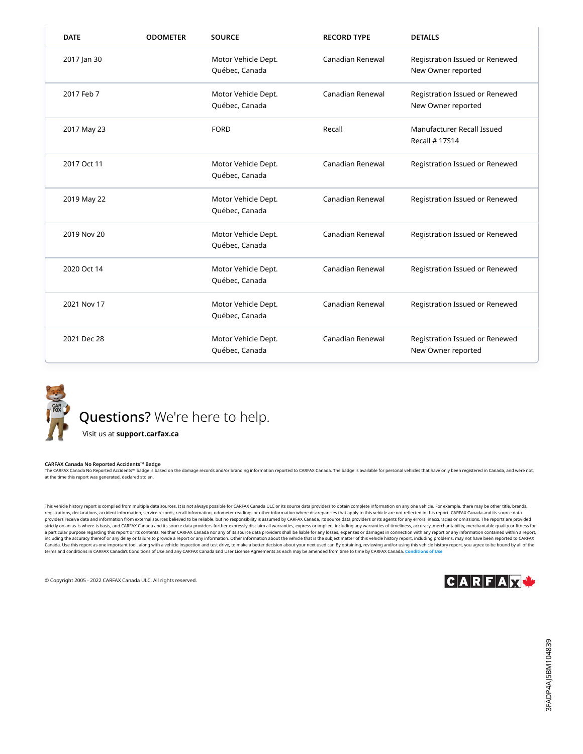| DATE | ODOMETER | SOURCE | RECORD TYPE | DETAILS |
| --- | --- | --- | --- | --- |
| 2017 Jan 30 | | Motor Vehicle Dept. Québec, Canada | Canadian Renewal | Registration Issued or Renewed New Owner reported |
| 2017 Feb 7 | | Motor Vehicle Dept. Québec, Canada | Canadian Renewal | Registration Issued or Renewed New Owner reported |
| 2017 May 23 | | FORD | Recall | Manufacturer Recall Issued Recall # 17S14 |
| 2017 Oct 11 | | Motor Vehicle Dept. Québec, Canada | Canadian Renewal | Registration Issued or Renewed |
| 2019 May 22 | | Motor Vehicle Dept. Québec, Canada | Canadian Renewal | Registration Issued or Renewed |
| 2019 Nov 20 | | Motor Vehicle Dept. Québec, Canada | Canadian Renewal | Registration Issued or Renewed |
| 2020 Oct 14 | | Motor Vehicle Dept. Québec, Canada | Canadian Renewal | Registration Issued or Renewed |
| 2021 Nov 17 | | Motor Vehicle Dept. Québec, Canada | Canadian Renewal | Registration Issued or Renewed |
| 2021 Dec 28 | | Motor Vehicle Dept. Québec, Canada | Canadian Renewal | Registration Issued or Renewed New Owner reported |

## **Questions?** We're here to help.

Visit us at **support.carfax.ca**

**CARFAX Canada No Reported Accidents™ Badge**
The CARFAX Canada No Reported Accidents™ badge is based on the damage records and/or branding information reported to CARFAX Canada. The badge is available for personal vehicles that have only been registered in Canada, and were not, at the time this report was generated, declared stolen.

This vehicle history report is compiled from multiple data sources. It is not always possible for CARFAX Canada ULC or its source data providers to obtain complete information on any one vehicle. For example, there may be other title, brands, registrations, declarations, accident information, service records, recall information, odometer readings or other information where discrepancies that apply to this vehicle are not reflected in this report. CARFAX Canada and its source data providers receive data and information from external sources believed to be reliable, but no responsibility is assumed by CARFAX Canada, its source data providers or its agents for any errors, inaccuracies or omissions. The reports are provided strictly on an as-is where-is basis, and CARFAX Canada and its source data providers further expressly disclaim all warranties, express or implied, including any warranties of timeliness, accuracy, merchantability, merchantable quality or fitness for a particular purpose regarding this report or its contents. Neither CARFAX Canada nor any of its source data providers shall be liable for any losses, expenses or damages in connection with any report or any information contained within a report, including the accuracy thereof or any delay or failure to provide a report or any information. Other information about the vehicle that is the subject matter of this vehicle history report, including problems, may not have been reported to CARFAX Canada. Use this report as one important tool, along with a vehicle inspection and test drive, to make a better decision about your next used car. By obtaining, reviewing and/or using this vehicle history report, you agree to be bound by all of the terms and conditions in CARFAX Canada's Conditions of Use and any CARFAX Canada End User License Agreements as each may be amended from time to time by CARFAX Canada. Conditions of Use

© Copyright 2005 - 2022 CARFAX Canada ULC. All rights reserved.

CARFAX

3FADP4AJ5BM104839